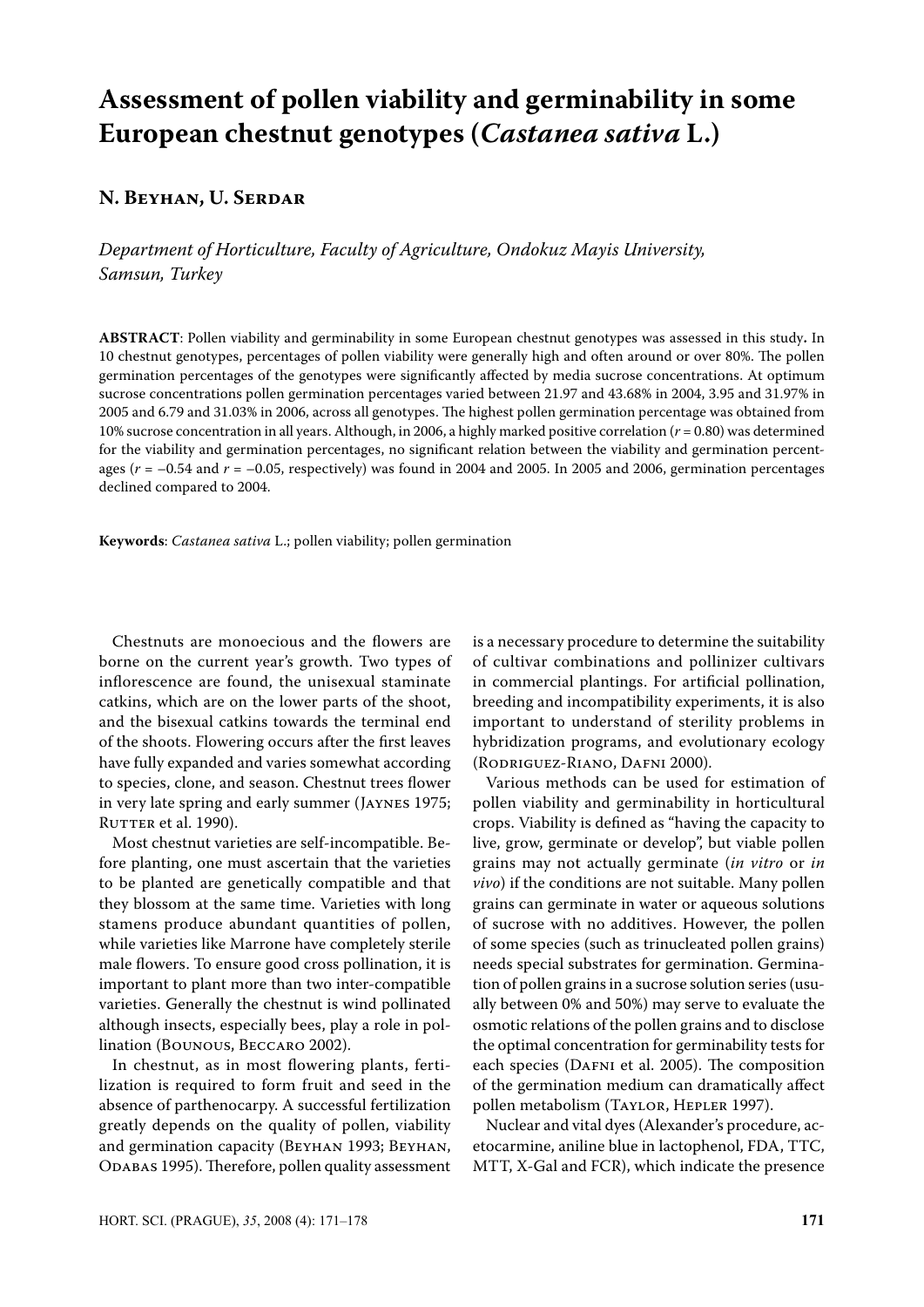# Assessment of pollen viability and germinability in some European chestnut genotypes (*Castanea sativa* L.)

**N. Beyhan, U. Serdar**

*Department of Horticulture, Faculty of Agriculture, Ondokuz Mayis University, Samsun, Turkey*

**ABSTRACT**: Pollen viability and germinability in some European chestnut genotypes was assessed in this study. In 10 chestnut genotypes, percentages of pollen viability were generally high and often around or over 80%. The pollen germination percentages of the genotypes were significantly affected by media sucrose concentrations. At optimum sucrose concentrations pollen germination percentages varied between 21.97 and 43.68% in 2004, 3.95 and 31.97% in 2005 and 6.79 and 31.03% in 2006, across all genotypes. The highest pollen germination percentage was obtained from 10% sucrose concentration in all years. Although, in 2006, a highly marked positive correlation ($r = 0.80$) was determined for the viability and germination percentages, no significant relation between the viability and germination percentages ($r = -0.54$ and $r = -0.05$, respectively) was found in 2004 and 2005. In 2005 and 2006, germination percentages declined compared to 2004.

**Keywords**: *Castanea sativa* L.; pollen viability; pollen germination

Chestnuts are monoecious and the flowers are borne on the current year's growth. Two types of inflorescence are found, the unisexual staminate catkins, which are on the lower parts of the shoot, and the bisexual catkins towards the terminal end of the shoots. Flowering occurs after the first leaves have fully expanded and varies somewhat according to species, clone, and season. Chestnut trees flower in very late spring and early summer (Jaynes 1975; Rutter et al. 1990).

Most chestnut varieties are self-incompatible. Before planting, one must ascertain that the varieties to be planted are genetically compatible and that they blossom at the same time. Varieties with long stamens produce abundant quantities of pollen, while varieties like Marrone have completely sterile male flowers. To ensure good cross pollination, it is important to plant more than two inter-compatible varieties. Generally the chestnut is wind pollinated although insects, especially bees, play a role in pollination (Bounous, Beccaro 2002).

In chestnut, as in most flowering plants, fertilization is required to form fruit and seed in the absence of parthenocarpy. A successful fertilization greatly depends on the quality of pollen, viability and germination capacity (Beyhan 1993; Beyhan, Odabas 1995). Therefore, pollen quality assessment is a necessary procedure to determine the suitability of cultivar combinations and pollinizer cultivars in commercial plantings. For artificial pollination, breeding and incompatibility experiments, it is also important to understand of sterility problems in hybridization programs, and evolutionary ecology (Rodriguez-Riano, Dafni 2000).

Various methods can be used for estimation of pollen viability and germinability in horticultural crops. Viability is defined as "having the capacity to live, grow, germinate or develop", but viable pollen grains may not actually germinate (*in vitro* or *in vivo*) if the conditions are not suitable. Many pollen grains can germinate in water or aqueous solutions of sucrose with no additives. However, the pollen of some species (such as trinucleated pollen grains) needs special substrates for germination. Germination of pollen grains in a sucrose solution series (usually between 0% and 50%) may serve to evaluate the osmotic relations of the pollen grains and to disclose the optimal concentration for germinability tests for each species (Dafni et al. 2005). The composition of the germination medium can dramatically affect pollen metabolism (Taylor, Hepler 1997).

Nuclear and vital dyes (Alexander's procedure, acetocarmine, aniline blue in lactophenol, FDA, TTC, MTT, X-Gal and FCR), which indicate the presence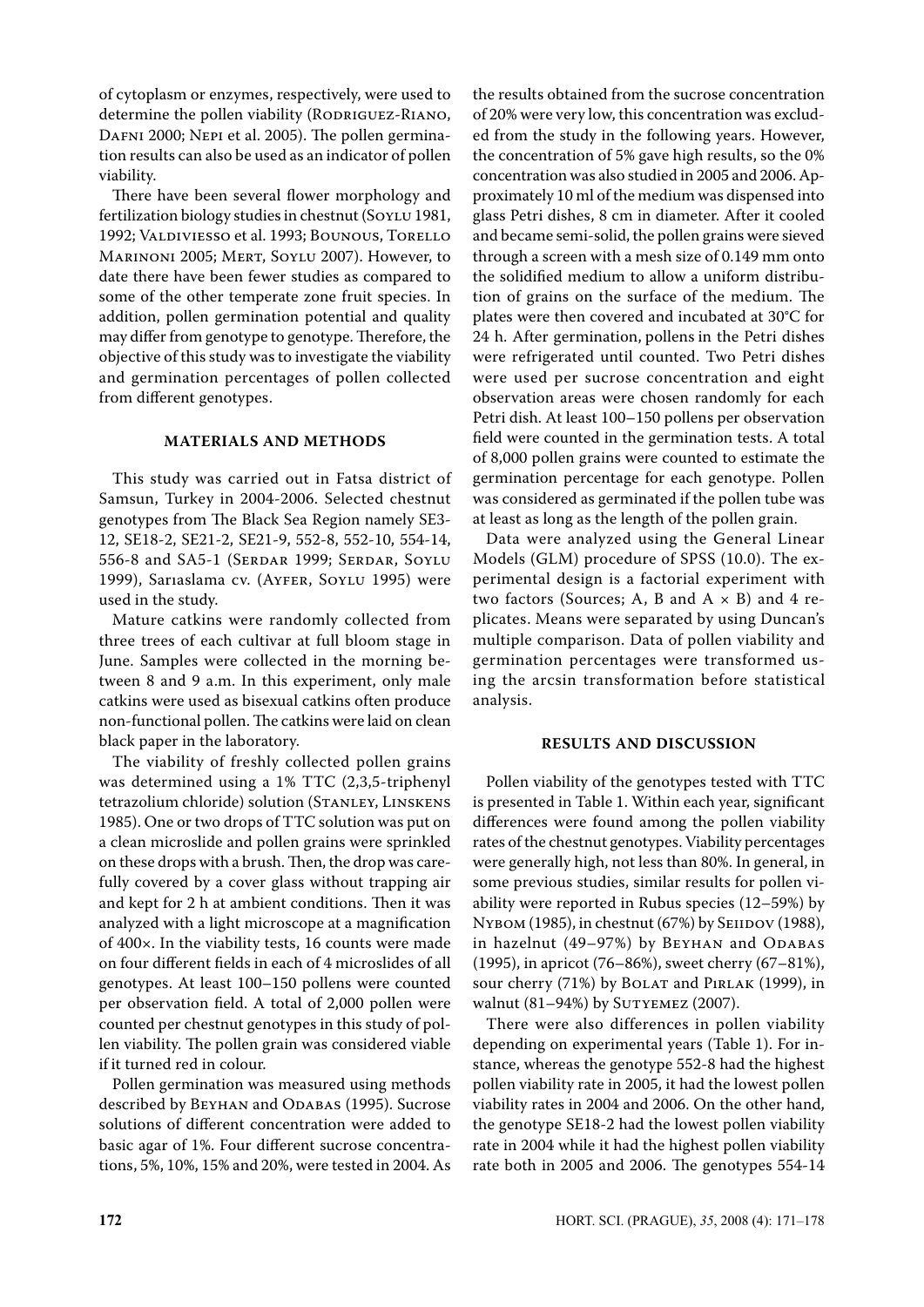of cytoplasm or enzymes, respectively, were used to determine the pollen viability (Rodriguez-Riano, Dafni 2000; Nepi et al. 2005). The pollen germination results can also be used as an indicator of pollen viability.

There have been several flower morphology and fertilization biology studies in chestnut (Soylu 1981, 1992; Valdiviesso et al. 1993; Bounous, Torello Marinoni 2005; Mert, Soylu 2007). However, to date there have been fewer studies as compared to some of the other temperate zone fruit species. In addition, pollen germination potential and quality may differ from genotype to genotype. Therefore, the objective of this study was to investigate the viability and germination percentages of pollen collected from different genotypes.

## MATERIALS AND METHODS

This study was carried out in Fatsa district of Samsun, Turkey in 2004-2006. Selected chestnut genotypes from The Black Sea Region namely SE3-12, SE18-2, SE21-2, SE21-9, 552-8, 552-10, 554-14, 556-8 and SA5-1 (Serdar 1999; Serdar, Soylu 1999), Sarıaslama cv. (Ayfer, Soylu 1995) were used in the study.

Mature catkins were randomly collected from three trees of each cultivar at full bloom stage in June. Samples were collected in the morning between 8 and 9 a.m. In this experiment, only male catkins were used as bisexual catkins often produce non-functional pollen. The catkins were laid on clean black paper in the laboratory.

The viability of freshly collected pollen grains was determined using a 1% TTC (2,3,5-triphenyl tetrazolium chloride) solution (Stanley, Linskens 1985). One or two drops of TTC solution was put on a clean microslide and pollen grains were sprinkled on these drops with a brush. Then, the drop was carefully covered by a cover glass without trapping air and kept for 2 h at ambient conditions. Then it was analyzed with a light microscope at a magnification of 400×. In the viability tests, 16 counts were made on four different fields in each of 4 microslides of all genotypes. At least 100–150 pollens were counted per observation field. A total of 2,000 pollen were counted per chestnut genotypes in this study of pollen viability. The pollen grain was considered viable if it turned red in colour.

Pollen germination was measured using methods described by Beyhan and Odabas (1995). Sucrose solutions of different concentration were added to basic agar of 1%. Four different sucrose concentrations, 5%, 10%, 15% and 20%, were tested in 2004. As the results obtained from the sucrose concentration of 20% were very low, this concentration was excluded from the study in the following years. However, the concentration of 5% gave high results, so the 0% concentration was also studied in 2005 and 2006. Approximately 10 ml of the medium was dispensed into glass Petri dishes, 8 cm in diameter. After it cooled and became semi-solid, the pollen grains were sieved through a screen with a mesh size of 0.149 mm onto the solidified medium to allow a uniform distribution of grains on the surface of the medium. The plates were then covered and incubated at 30°C for 24 h. After germination, pollens in the Petri dishes were refrigerated until counted. Two Petri dishes were used per sucrose concentration and eight observation areas were chosen randomly for each Petri dish. At least 100–150 pollens per observation field were counted in the germination tests. A total of 8,000 pollen grains were counted to estimate the germination percentage for each genotype. Pollen was considered as germinated if the pollen tube was at least as long as the length of the pollen grain.

Data were analyzed using the General Linear Models (GLM) procedure of SPSS (10.0). The experimental design is a factorial experiment with two factors (Sources; A, B and A × B) and 4 replicates. Means were separated by using Duncan's multiple comparison. Data of pollen viability and germination percentages were transformed using the arcsin transformation before statistical analysis.

## RESULTS AND DISCUSSION

Pollen viability of the genotypes tested with TTC is presented in Table 1. Within each year, significant differences were found among the pollen viability rates of the chestnut genotypes. Viability percentages were generally high, not less than 80%. In general, in some previous studies, similar results for pollen viability were reported in Rubus species (12–59%) by Nybom (1985), in chestnut (67%) by Seiidov (1988), in hazelnut (49–97%) by Beyhan and Odabas (1995), in apricot (76–86%), sweet cherry (67–81%), sour cherry (71%) by Bolat and Pirlak (1999), in walnut (81–94%) by Sutyemez (2007).

There were also differences in pollen viability depending on experimental years (Table 1). For instance, whereas the genotype 552-8 had the highest pollen viability rate in 2005, it had the lowest pollen viability rates in 2004 and 2006. On the other hand, the genotype SE18-2 had the lowest pollen viability rate in 2004 while it had the highest pollen viability rate both in 2005 and 2006. The genotypes 554-14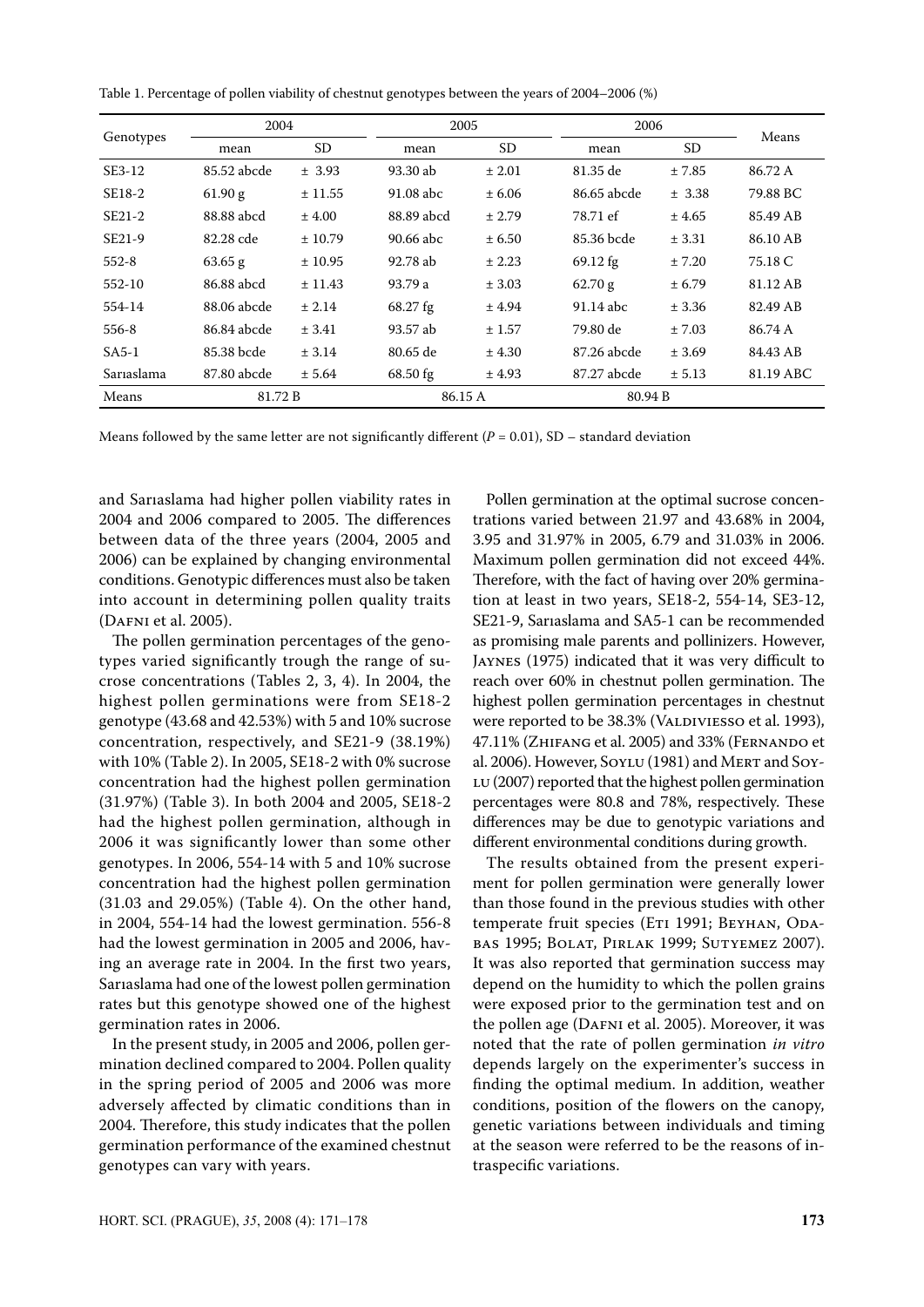Table 1. Percentage of pollen viability of chestnut genotypes between the years of 2004–2006 (%)

| Genotypes | 2004 | | 2005 | | 2006 | | Means |
|---|---|---|---|---|---|---|---|
| | mean | SD | mean | SD | mean | SD | |
| SE3-12 | 85.52 abcde | ± 3.93 | 93.30 ab | ± 2.01 | 81.35 de | ± 7.85 | 86.72 A |
| SE18-2 | 61.90 g | ± 11.55 | 91.08 abc | ± 6.06 | 86.65 abcde | ± 3.38 | 79.88 BC |
| SE21-2 | 88.88 abcd | ± 4.00 | 88.89 abcd | ± 2.79 | 78.71 ef | ± 4.65 | 85.49 AB |
| SE21-9 | 82.28 cde | ± 10.79 | 90.66 abc | ± 6.50 | 85.36 bcde | ± 3.31 | 86.10 AB |
| 552-8 | 63.65 g | ± 10.95 | 92.78 ab | ± 2.23 | 69.12 fg | ± 7.20 | 75.18 C |
| 552-10 | 86.88 abcd | ± 11.43 | 93.79 a | ± 3.03 | 62.70 g | ± 6.79 | 81.12 AB |
| 554-14 | 88.06 abcde | ± 2.14 | 68.27 fg | ± 4.94 | 91.14 abc | ± 3.36 | 82.49 AB |
| 556-8 | 86.84 abcde | ± 3.41 | 93.57 ab | ± 1.57 | 79.80 de | ± 7.03 | 86.74 A |
| SA5-1 | 85.38 bcde | ± 3.14 | 80.65 de | ± 4.30 | 87.26 abcde | ± 3.69 | 84.43 AB |
| Sarıaslama | 87.80 abcde | ± 5.64 | 68.50 fg | ± 4.93 | 87.27 abcde | ± 5.13 | 81.19 ABC |
| Means | 81.72 B | | 86.15 A | | 80.94 B | | |

Means followed by the same letter are not significantly different ($P = 0.01$), SD – standard deviation

and Sarıaslama had higher pollen viability rates in 2004 and 2006 compared to 2005. The differences between data of the three years (2004, 2005 and 2006) can be explained by changing environmental conditions. Genotypic differences must also be taken into account in determining pollen quality traits (Dafni et al. 2005).

The pollen germination percentages of the genotypes varied significantly trough the range of sucrose concentrations (Tables 2, 3, 4). In 2004, the highest pollen germinations were from SE18-2 genotype (43.68 and 42.53%) with 5 and 10% sucrose concentration, respectively, and SE21-9 (38.19%) with 10% (Table 2). In 2005, SE18-2 with 0% sucrose concentration had the highest pollen germination (31.97%) (Table 3). In both 2004 and 2005, SE18-2 had the highest pollen germination, although in 2006 it was significantly lower than some other genotypes. In 2006, 554-14 with 5 and 10% sucrose concentration had the highest pollen germination (31.03 and 29.05%) (Table 4). On the other hand, in 2004, 554-14 had the lowest germination. 556-8 had the lowest germination in 2005 and 2006, having an average rate in 2004. In the first two years, Sarıaslama had one of the lowest pollen germination rates but this genotype showed one of the highest germination rates in 2006.

In the present study, in 2005 and 2006, pollen germination declined compared to 2004. Pollen quality in the spring period of 2005 and 2006 was more adversely affected by climatic conditions than in 2004. Therefore, this study indicates that the pollen germination performance of the examined chestnut genotypes can vary with years.

Pollen germination at the optimal sucrose concentrations varied between 21.97 and 43.68% in 2004, 3.95 and 31.97% in 2005, 6.79 and 31.03% in 2006. Maximum pollen germination did not exceed 44%. Therefore, with the fact of having over 20% germination at least in two years, SE18-2, 554-14, SE3-12, SE21-9, Sarıaslama and SA5-1 can be recommended as promising male parents and pollinizers. However, Jaynes (1975) indicated that it was very difficult to reach over 60% in chestnut pollen germination. The highest pollen germination percentages in chestnut were reported to be 38.3% (Valdiviesso et al. 1993), 47.11% (Zhifang et al. 2005) and 33% (Fernando et al. 2006). However, Soylu (1981) and Mert and Soylu (2007) reported that the highest pollen germination percentages were 80.8 and 78%, respectively. These differences may be due to genotypic variations and different environmental conditions during growth.

The results obtained from the present experiment for pollen germination were generally lower than those found in the previous studies with other temperate fruit species (Eti 1991; Beyhan, Odabas 1995; Bolat, Pirlak 1999; Sutyemez 2007). It was also reported that germination success may depend on the humidity to which the pollen grains were exposed prior to the germination test and on the pollen age (Dafni et al. 2005). Moreover, it was noted that the rate of pollen germination *in vitro* depends largely on the experimenter's success in finding the optimal medium. In addition, weather conditions, position of the flowers on the canopy, genetic variations between individuals and timing at the season were referred to be the reasons of intraspecific variations.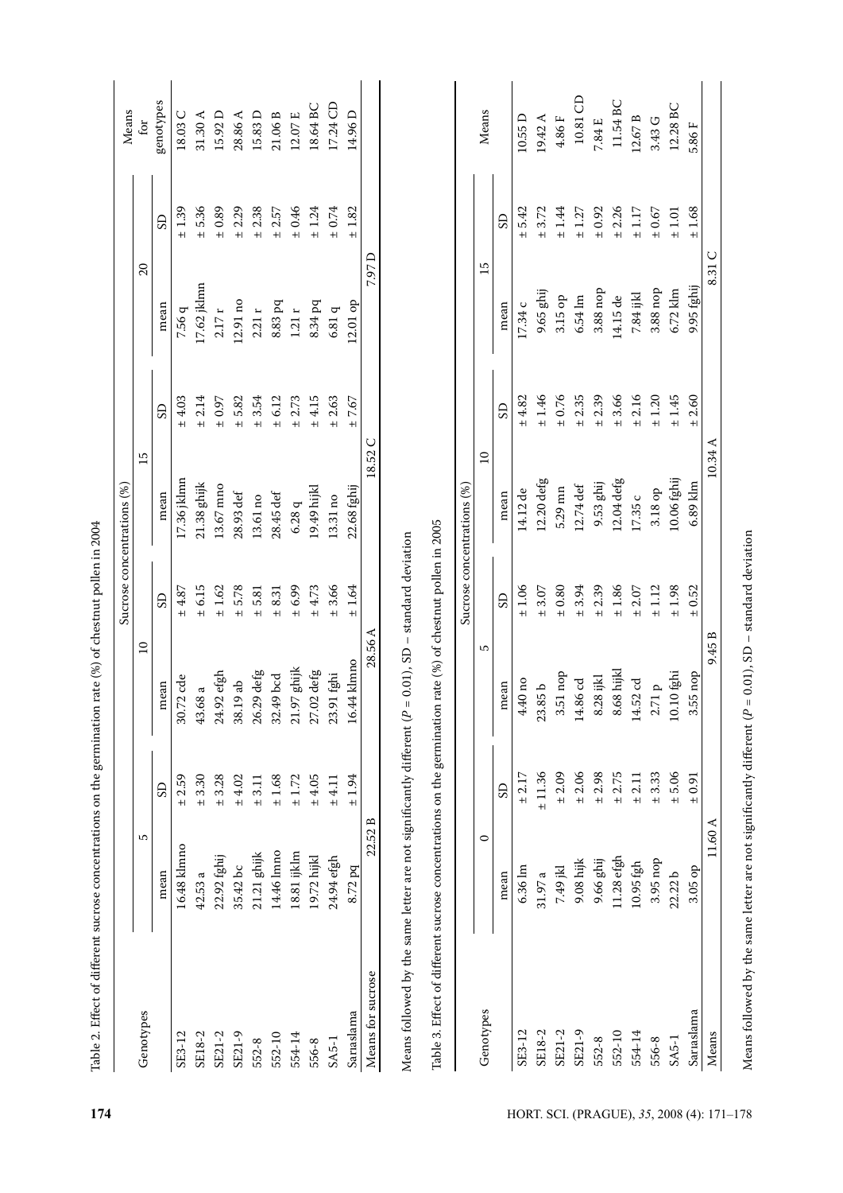Table 2. Effect of different sucrose concentrations on the germination rate (%) of chestnut pollen in 2004

| Genotypes | Sucrose concentrations (%) | | | | | | | | Means for genotypes |
|---|---|---|---|---|---|---|---|---|---|
| | 5 | | 10 | | 15 | | 20 | | |
| | mean | SD | mean | SD | mean | SD | mean | SD | |
| SE3-12 | 16.48 klmno | ± 2.59 | 30.72 cde | ± 4.87 | 17.36 jklmn | ± 4.03 | 7.56 q | ± 1.39 | 18.03 C |
| SE18-2 | 42.53 a | ± 3.30 | 43.68 a | ± 6.15 | 21.38 ghijk | ± 2.14 | 17.62 jklmn | ± 5.36 | 31.30 A |
| SE21-2 | 22.92 fghij | ± 3.28 | 24.92 efgh | ± 1.62 | 13.67 mno | ± 0.97 | 2.17 r | ± 0.89 | 15.92 D |
| SE21-9 | 35.42 bc | ± 4.02 | 38.19 ab | ± 5.78 | 28.93 def | ± 5.82 | 12.91 no | ± 2.29 | 28.86 A |
| 552-8 | 21.21 ghijk | ± 3.11 | 26.29 defg | ± 5.81 | 13.61 no | ± 3.54 | 2.21 r | ± 2.38 | 15.83 D |
| 552-10 | 14.46 lmno | ± 1.68 | 32.49 bcd | ± 8.31 | 28.45 def | ± 6.12 | 8.83 pq | ± 2.57 | 21.06 B |
| 554-14 | 18.81 ijklm | ± 1.72 | 21.97 ghijk | ± 6.99 | 6.28 q | ± 2.73 | 1.21 r | ± 0.46 | 12.07 E |
| 556-8 | 19.72 hijkl | ± 4.05 | 27.02 defg | ± 4.73 | 19.49 hijkl | ± 4.15 | 8.34 pq | ± 1.24 | 18.64 BC |
| SA5-1 | 24.94 efgh | ± 4.11 | 23.91 fghi | ± 3.66 | 13.31 no | ± 2.63 | 6.81 q | ± 0.74 | 17.24 CD |
| Sarıaslama | 8.72 pq | ± 1.94 | 16.44 klmno | ± 1.64 | 22.68 fghij | ± 7.67 | 12.01 op | ± 1.82 | 14.96 D |
| Means for sucrose | 22.52 B | | 28.56 A | | 18.52 C | | 7.97 D | | |

Means followed by the same letter are not significantly different ($P = 0.01$), SD – standard deviation

Table 3. Effect of different sucrose concentrations on the germination rate (%) of chestnut pollen in 2005

| Genotypes | Sucrose concentrations (%) | | | | | | | | Means |
|---|---|---|---|---|---|---|---|---|---|
| | 0 | | 5 | | 10 | | 15 | | |
| | mean | SD | mean | SD | mean | SD | mean | SD | |
| SE3-12 | 6.36 lm | ± 2.17 | 4.40 no | ± 1.06 | 14.12 de | ± 4.82 | 17.34 c | ± 5.42 | 10.55 D |
| SE18-2 | 31.97 a | ± 11.36 | 23.85 b | ± 3.07 | 12.20 defg | ± 1.46 | 9.65 ghij | ± 3.72 | 19.42 A |
| SE21-2 | 7.49 jkl | ± 2.09 | 3.51 nop | ± 0.80 | 5.29 mn | ± 0.76 | 3.15 op | ± 1.44 | 4.86 F |
| SE21-9 | 9.08 hijk | ± 2.06 | 14.86 cd | ± 3.94 | 12.74 def | ± 2.35 | 6.54 lm | ± 1.27 | 10.81 CD |
| 552-8 | 9.66 ghij | ± 2.98 | 8.28 ijkl | ± 2.39 | 9.53 ghij | ± 2.39 | 3.88 nop | ± 0.92 | 7.84 E |
| 552-10 | 11.28 efgh | ± 2.75 | 8.68 hijkl | ± 1.86 | 12.04 defg | ± 3.66 | 14.15 de | ± 2.26 | 11.54 BC |
| 554-14 | 10.95 fgh | ± 2.11 | 14.52 cd | ± 2.07 | 17.35 c | ± 2.16 | 7.84 ijkl | ± 1.17 | 12.67 B |
| 556-8 | 3.95 nop | ± 3.33 | 2.71 p | ± 1.12 | 3.18 op | ± 1.20 | 3.88 nop | ± 0.67 | 3.43 G |
| SA5-1 | 22.22 b | ± 5.06 | 10.10 fghi | ± 1.98 | 10.06 fghij | ± 1.45 | 6.72 klm | ± 1.01 | 12.28 BC |
| Sarıaslama | 3.05 op | ± 0.91 | 3.55 nop | ± 0.52 | 6.89 klm | ± 2.60 | 9.95 fghij | ± 1.68 | 5.86 F |
| Means | 11.60 A | | 9.45 B | | 10.34 A | | 8.31 C | | |

Means followed by the same letter are not significantly different ($P = 0.01$), SD – standard deviation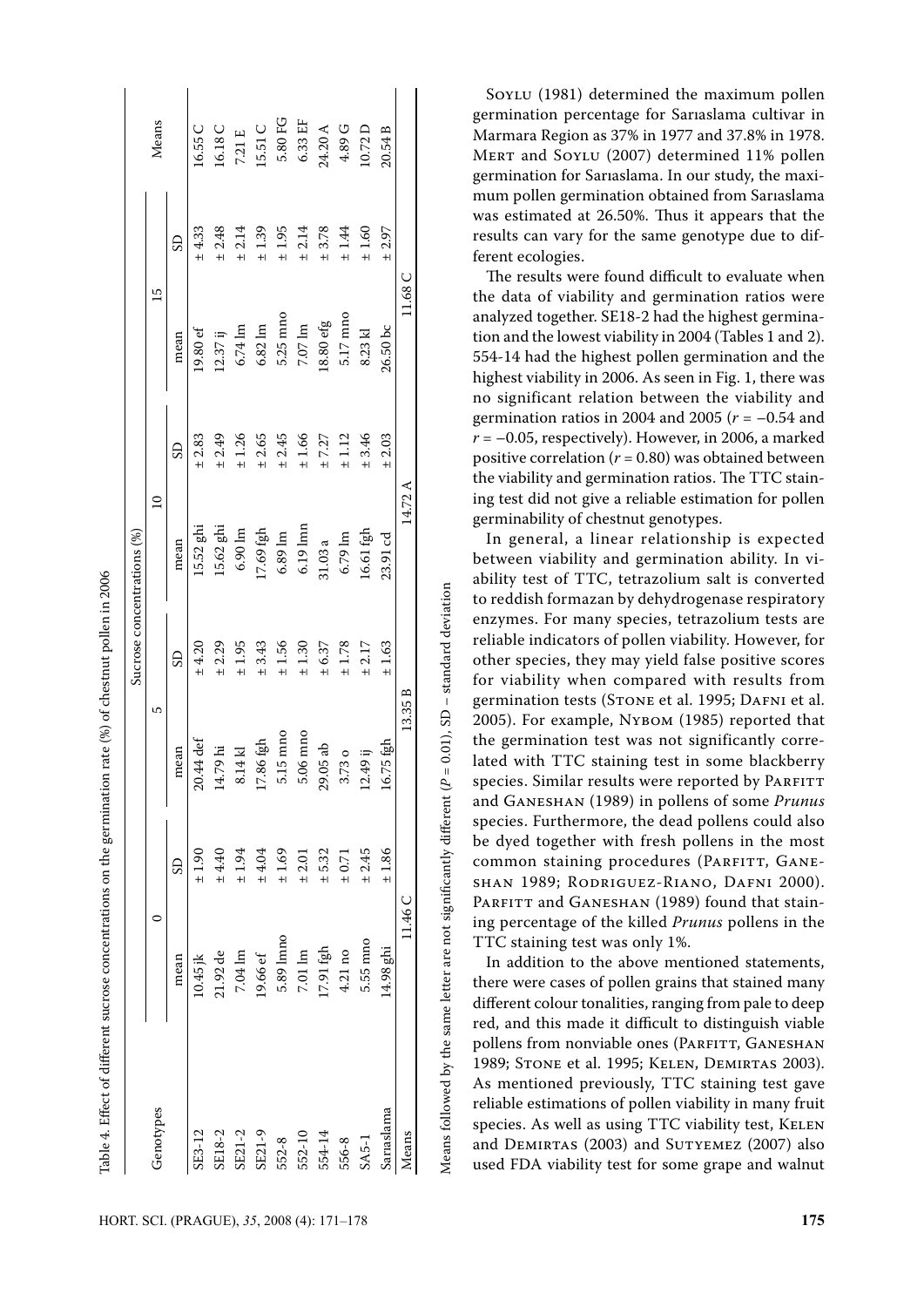Table 4. Effect of different sucrose concentrations on the germination rate (%) of chestnut pollen in 2006

| Genotypes | Sucrose concentrations (%) | | | | | | | | Means |
|---|---|---|---|---|---|---|---|---|---|
| | 0 | | 5 | | 10 | | 15 | | |
| | mean | SD | mean | SD | mean | SD | mean | SD | |
| SE3-12 | 10.45 jk | ± 1.90 | 20.44 def | ± 4.20 | 15.52 ghi | ± 2.83 | 19.80 ef | ± 4.33 | 16.55 C |
| SE18-2 | 21.92 de | ± 4.40 | 14.79 hi | ± 2.29 | 15.62 ghi | ± 2.49 | 12.37 ij | ± 2.48 | 16.18 C |
| SE21-2 | 7.04 lm | ± 1.94 | 8.14 kl | ± 1.95 | 6.90 lm | ± 1.26 | 6.74 lm | ± 2.14 | 7.21 E |
| SE21-9 | 19.66 ef | ± 4.04 | 17.86 fgh | ± 3.43 | 17.69 fgh | ± 2.65 | 6.82 lm | ± 1.39 | 15.51 C |
| 552-8 | 5.89 lmno | ± 1.69 | 5.15 mno | ± 1.56 | 6.89 lm | ± 2.45 | 5.25 mno | ± 1.95 | 5.80 FG |
| 552-10 | 7.01 lm | ± 2.01 | 5.06 mno | ± 1.30 | 6.19 lmn | ± 1.66 | 7.07 lm | ± 2.14 | 6.33 EF |
| 554-14 | 17.91 fgh | ± 5.32 | 29.05 ab | ± 6.37 | 31.03 a | ± 7.27 | 18.80 efg | ± 3.78 | 24.20 A |
| 556-8 | 4.21 no | ± 0.71 | 3.73 o | ± 1.78 | 6.79 lm | ± 1.12 | 5.17 mno | ± 1.44 | 4.89 G |
| SA5-1 | 5.55 mno | ± 2.45 | 12.49 ij | ± 2.17 | 16.61 fgh | ± 3.46 | 8.23 kl | ± 1.60 | 10.72 D |
| Sarıaslama | 14.98 ghi | ± 1.86 | 16.75 fgh | ± 1.63 | 23.91 cd | ± 2.03 | 26.50 bc | ± 2.97 | 20.54 B |
| Means | 11.46 C | | 13.35 B | | 14.72 A | | 11.68 C | | |

Means followed by the same letter are not significantly different ($P = 0.01$), SD – standard deviation

Soylu (1981) determined the maximum pollen germination percentage for Sarıaslama cultivar in Marmara Region as 37% in 1977 and 37.8% in 1978. Mert and Soylu (2007) determined 11% pollen germination for Sarıaslama. In our study, the maximum pollen germination obtained from Sarıaslama was estimated at 26.50%. Thus it appears that the results can vary for the same genotype due to different ecologies.

The results were found difficult to evaluate when the data of viability and germination ratios were analyzed together. SE18-2 had the highest germination and the lowest viability in 2004 (Tables 1 and 2). 554-14 had the highest pollen germination and the highest viability in 2006. As seen in Fig. 1, there was no significant relation between the viability and germination ratios in 2004 and 2005 ($r = -0.54$ and $r = -0.05$, respectively). However, in 2006, a marked positive correlation ($r = 0.80$) was obtained between the viability and germination ratios. The TTC staining test did not give a reliable estimation for pollen germinability of chestnut genotypes.

In general, a linear relationship is expected between viability and germination ability. In viability test of TTC, tetrazolium salt is converted to reddish formazan by dehydrogenase respiratory enzymes. For many species, tetrazolium tests are reliable indicators of pollen viability. However, for other species, they may yield false positive scores for viability when compared with results from germination tests (Stone et al. 1995; Dafni et al. 2005). For example, Nybom (1985) reported that the germination test was not significantly correlated with TTC staining test in some blackberry species. Similar results were reported by Parfitt and Ganeshan (1989) in pollens of some *Prunus* species. Furthermore, the dead pollens could also be dyed together with fresh pollens in the most common staining procedures (Parfitt, Ganeshan 1989; Rodriguez-Riano, Dafni 2000). Parfitt and Ganeshan (1989) found that staining percentage of the killed *Prunus* pollens in the TTC staining test was only 1%.

In addition to the above mentioned statements, there were cases of pollen grains that stained many different colour tonalities, ranging from pale to deep red, and this made it difficult to distinguish viable pollens from nonviable ones (Parfitt, Ganeshan 1989; Stone et al. 1995; Kelen, Demirtas 2003). As mentioned previously, TTC staining test gave reliable estimations of pollen viability in many fruit species. As well as using TTC viability test, Kelen and Demirtas (2003) and Sutyemez (2007) also used FDA viability test for some grape and walnut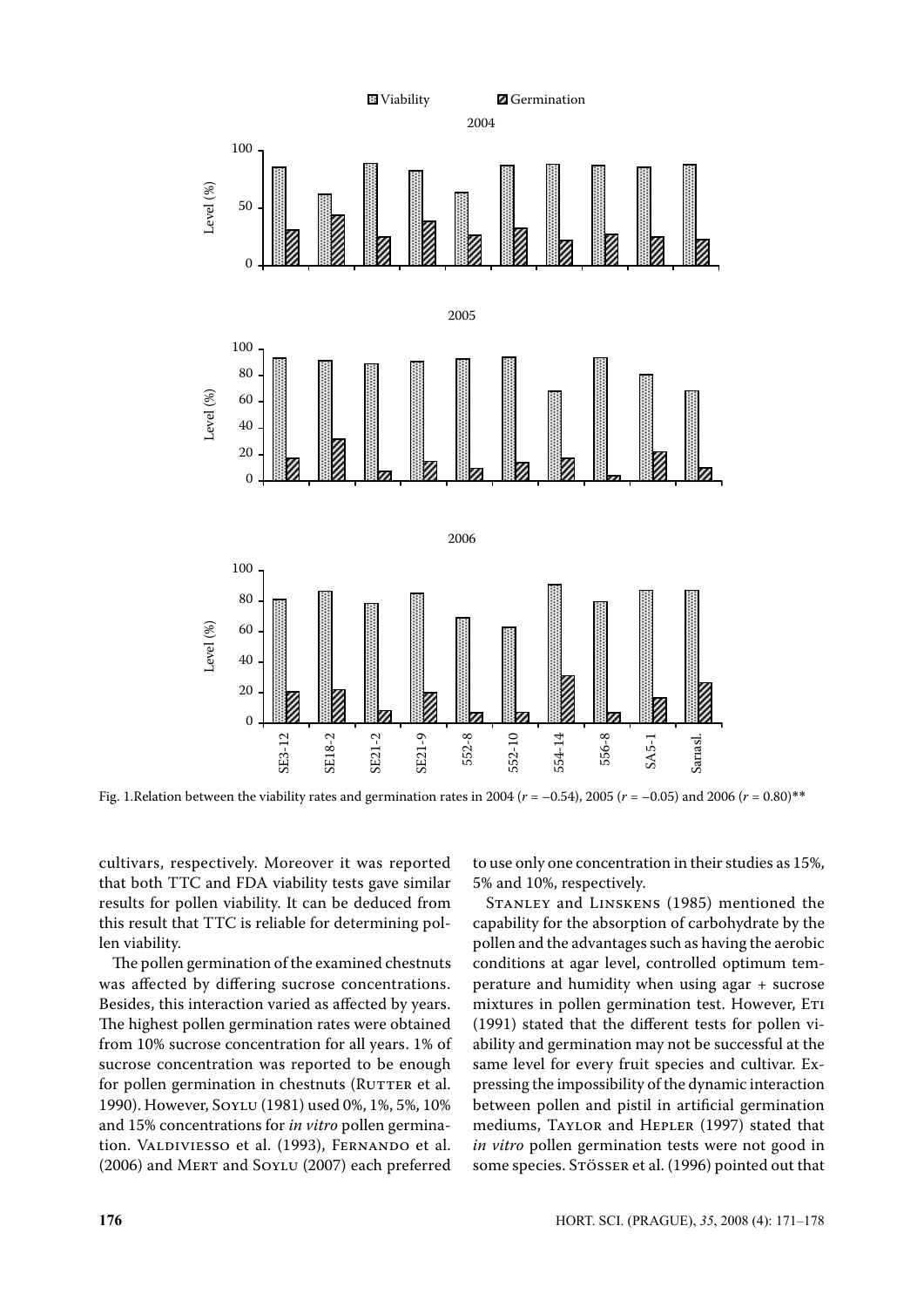Fig. 1.Relation between the viability rates and germination rates in 2004 ($r = -0.54$), 2005 ($r = -0.05$) and 2006 ($r = 0.80$)**

cultivars, respectively. Moreover it was reported that both TTC and FDA viability tests gave similar results for pollen viability. It can be deduced from this result that TTC is reliable for determining pollen viability.

The pollen germination of the examined chestnuts was affected by differing sucrose concentrations. Besides, this interaction varied as affected by years. The highest pollen germination rates were obtained from 10% sucrose concentration for all years. 1% of sucrose concentration was reported to be enough for pollen germination in chestnuts (Rutter et al. 1990). However, Soylu (1981) used 0%, 1%, 5%, 10% and 15% concentrations for *in vitro* pollen germination. Valdiviesso et al. (1993), Fernando et al. (2006) and Mert and Soylu (2007) each preferred to use only one concentration in their studies as 15%, 5% and 10%, respectively.

Stanley and Linskens (1985) mentioned the capability for the absorption of carbohydrate by the pollen and the advantages such as having the aerobic conditions at agar level, controlled optimum temperature and humidity when using agar + sucrose mixtures in pollen germination test. However, Eti (1991) stated that the different tests for pollen viability and germination may not be successful at the same level for every fruit species and cultivar. Expressing the impossibility of the dynamic interaction between pollen and pistil in artificial germination mediums, Taylor and Hepler (1997) stated that *in vitro* pollen germination tests were not good in some species. Stösser et al. (1996) pointed out that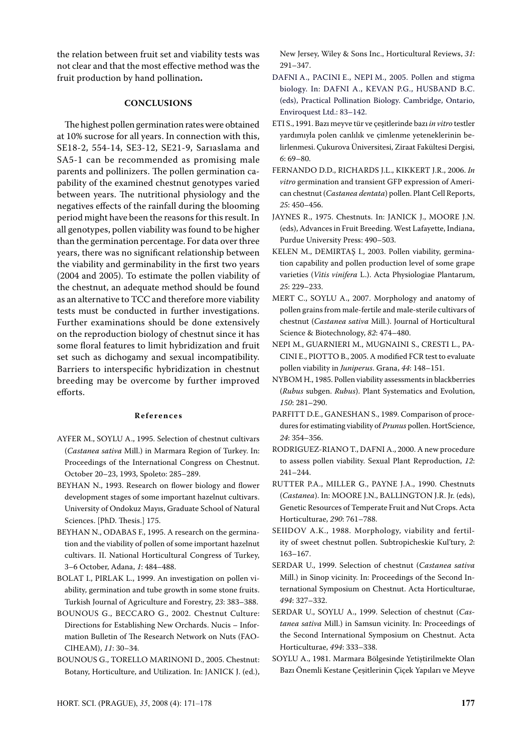the relation between fruit set and viability tests was not clear and that the most effective method was the fruit production by hand pollination**.**

## CONCLUSIONS

The highest pollen germination rates were obtained at 10% sucrose for all years. In connection with this, SE18-2, 554-14, SE3-12, SE21-9, Sarıaslama and SA5-1 can be recommended as promising male parents and pollinizers. The pollen germination capability of the examined chestnut genotypes varied between years. The nutritional physiology and the negatives effects of the rainfall during the blooming period might have been the reasons for this result. In all genotypes, pollen viability was found to be higher than the germination percentage. For data over three years, there was no significant relationship between the viability and germinability in the first two years (2004 and 2005). To estimate the pollen viability of the chestnut, an adequate method should be found as an alternative to TCC and therefore more viability tests must be conducted in further investigations. Further examinations should be done extensively on the reproduction biology of chestnut since it has some floral features to limit hybridization and fruit set such as dichogamy and sexual incompatibility. Barriers to interspecific hybridization in chestnut breeding may be overcome by further improved efforts.

### References

AYFER M., SOYLU A., 1995. Selection of chestnut cultivars (*Castanea sativa* Mill.) in Marmara Region of Turkey. In: Proceedings of the International Congress on Chestnut. October 20–23, 1993, Spoleto: 285–289.

BEYHAN N., 1993. Research on flower biology and flower development stages of some important hazelnut cultivars. University of Ondokuz Mayıs, Graduate School of Natural Sciences. [PhD. Thesis.] 175.

BEYHAN N., ODABAS F., 1995. A research on the germination and the viability of pollen of some important hazelnut cultivars. II. National Horticultural Congress of Turkey, 3–6 October, Adana, *1*: 484–488.

BOLAT I., PIRLAK L., 1999. An investigation on pollen viability, germination and tube growth in some stone fruits. Turkish Journal of Agriculture and Forestry, *23*: 383–388.

BOUNOUS G., BECCARO G., 2002. Chestnut Culture: Directions for Establishing New Orchards. Nucis – Information Bulletin of The Research Network on Nuts (FAO-CIHEAM), *11*: 30–34.

BOUNOUS G., TORELLO MARINONI D., 2005. Chestnut: Botany, Horticulture, and Utilization. In: JANICK J. (ed.), New Jersey, Wiley & Sons Inc., Horticultural Reviews, *31*: 291–347.

DAFNI A., PACINI E., NEPI M., 2005. Pollen and stigma biology. In: DAFNI A., KEVAN P.G., HUSBAND B.C. (eds), Practical Pollination Biology. Cambridge, Ontario, Enviroquest Ltd.: 83–142.

ETI S., 1991. Bazı meyve tür ve çeşitlerinde bazı *in vitro* testler yardımıyla polen canlılık ve çimlenme yeteneklerinin belirlenmesi. Çukurova Üniversitesi, Ziraat Fakültesi Dergisi, *6*: 69–80.

FERNANDO D.D., RICHARDS J.L., KIKKERT J.R., 2006. *In vitro* germination and transient GFP expression of American chestnut (*Castanea dentata*) pollen. Plant Cell Reports, *25*: 450–456.

JAYNES R., 1975. Chestnuts. In: JANICK J., MOORE J.N. (eds), Advances in Fruit Breeding. West Lafayette, Indiana, Purdue University Press: 490–503.

KELEN M., DEMIRTAŞ I., 2003. Pollen viability, germination capability and pollen production level of some grape varieties (*Vitis vinifera* L.). Acta Physiologiae Plantarum, *25*: 229–233.

MERT C., SOYLU A., 2007. Morphology and anatomy of pollen grains from male-fertile and male-sterile cultivars of chestnut (*Castanea sativa* Mill.). Journal of Horticultural Science & Biotechnology, *82*: 474–480.

NEPI M., GUARNIERI M., MUGNAINI S., CRESTI L., PACINI E., PIOTTO B., 2005. A modified FCR test to evaluate pollen viability in *Juniperus*. Grana, *44*: 148–151.

NYBOM H., 1985. Pollen viability assessments in blackberries (*Rubus* subgen. *Rubus*). Plant Systematics and Evolution, *150*: 281–290.

PARFITT D.E., GANESHAN S., 1989. Comparison of procedures for estimating viability of *Prunus* pollen. HortScience, *24*: 354–356.

RODRIGUEZ-RIANO T., DAFNI A., 2000. A new procedure to assess pollen viability. Sexual Plant Reproduction, *12*: 241–244.

RUTTER P.A., MILLER G., PAYNE J.A., 1990. Chestnuts (*Castanea*). In: MOORE J.N., BALLINGTON J.R. Jr. (eds), Genetic Resources of Temperate Fruit and Nut Crops. Acta Horticulturae, *290*: 761–788.

SEIIDOV A.K., 1988. Morphology, viability and fertility of sweet chestnut pollen. Subtropicheskie Kul'tury, *2*: 163–167.

SERDAR U., 1999. Selection of chestnut (*Castanea sativa* Mill.) in Sinop vicinity. In: Proceedings of the Second International Symposium on Chestnut. Acta Horticulturae, *494*: 327–332.

SERDAR U., SOYLU A., 1999. Selection of chestnut (*Castanea sativa* Mill.) in Samsun vicinity. In: Proceedings of the Second International Symposium on Chestnut. Acta Horticulturae, *494*: 333–338.

SOYLU A., 1981. Marmara Bölgesinde Yetiştirilmekte Olan Bazı Önemli Kestane Çeşitlerinin Çiçek Yapıları ve Meyve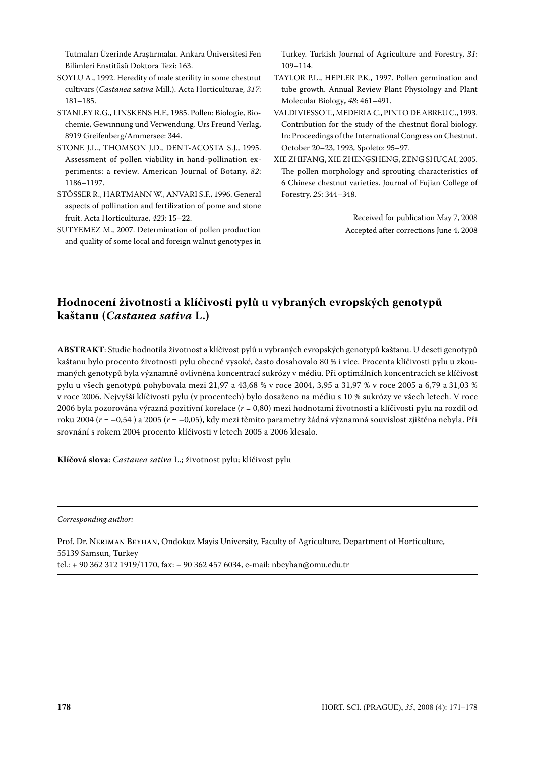Tutmaları Üzerinde Araştırmalar. Ankara Üniversitesi Fen Bilimleri Enstitüsü Doktora Tezi: 163.

SOYLU A., 1992. Heredity of male sterility in some chestnut cultivars (*Castanea sativa* Mill.). Acta Horticulturae, *317*: 181–185.

STANLEY R.G., LINSKENS H.F., 1985. Pollen: Biologie, Biochemie, Gewinnung und Verwendung. Urs Freund Verlag, 8919 Greifenberg/Ammersee: 344.

STONE J.L., THOMSON J.D., DENT-ACOSTA S.J., 1995. Assessment of pollen viability in hand-pollination experiments: a review. American Journal of Botany, *82*: 1186–1197.

STÖSSER R., HARTMANN W., ANVARI S.F., 1996. General aspects of pollination and fertilization of pome and stone fruit. Acta Horticulturae, *423*: 15–22.

SUTYEMEZ M., 2007. Determination of pollen production and quality of some local and foreign walnut genotypes in Turkey. Turkish Journal of Agriculture and Forestry, *31*: 109–114.

TAYLOR P.L., HEPLER P.K., 1997. Pollen germination and tube growth. Annual Review Plant Physiology and Plant Molecular Biology, *48*: 461–491.

VALDIVIESSO T., MEDERIA C., PINTO DE ABREU C., 1993. Contribution for the study of the chestnut floral biology. In: Proceedings of the International Congress on Chestnut. October 20–23, 1993, Spoleto: 95–97.

XIE ZHIFANG, XIE ZHENGSHENG, ZENG SHUCAI, 2005. The pollen morphology and sprouting characteristics of 6 Chinese chestnut varieties. Journal of Fujian College of Forestry, *25*: 344–348.

Received for publication May 7, 2008
Accepted after corrections June 4, 2008

## Hodnocení životnosti a klíčivosti pylů u vybraných evropských genotypů kaštanu (*Castanea sativa* L.)

**ABSTRAKT**: Studie hodnotila životnost a klíčivost pylů u vybraných evropských genotypů kaštanu. U deseti genotypů kaštanu bylo procento životnosti pylu obecně vysoké, často dosahovalo 80 % i více. Procenta klíčivosti pylu u zkoumaných genotypů byla významně ovlivněna koncentrací sukrózy v médiu. Při optimálních koncentracích se klíčivost pylu u všech genotypů pohybovala mezi 21,97 a 43,68 % v roce 2004, 3,95 a 31,97 % v roce 2005 a 6,79 a 31,03 % v roce 2006. Nejvyšší klíčivosti pylu (v procentech) bylo dosaženo na médiu s 10 % sukrózy ve všech letech. V roce 2006 byla pozorována výrazná pozitivní korelace ($r$ = 0,80) mezi hodnotami životnosti a klíčivosti pylu na rozdíl od roku 2004 ($r$ = –0,54 ) a 2005 ($r$ = –0,05), kdy mezi těmito parametry žádná významná souvislost zjištěna nebyla. Při srovnání s rokem 2004 procento klíčivosti v letech 2005 a 2006 klesalo.

**Klíčová slova**: *Castanea sativa* L.; životnost pylu; klíčivost pylu

*Corresponding author:*

Prof. Dr. Neriman Beyhan, Ondokuz Mayis University, Faculty of Agriculture, Department of Horticulture, 55139 Samsun, Turkey
tel.: + 90 362 312 1919/1170, fax: + 90 362 457 6034, e-mail: nbeyhan@omu.edu.tr